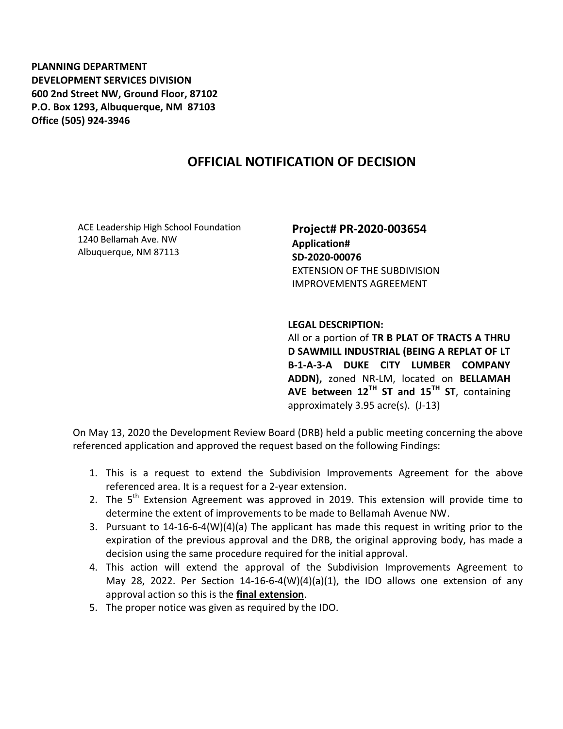**PLANNING DEPARTMENT**
**DEVELOPMENT SERVICES DIVISION**
**600 2nd Street NW, Ground Floor, 87102**
**P.O. Box 1293, Albuquerque, NM 87103**
**Office (505) 924-3946**

# OFFICIAL NOTIFICATION OF DECISION

ACE Leadership High School Foundation
1240 Bellamah Ave. NW
Albuquerque, NM 87113

**Project# PR-2020-003654**
**Application#**
**SD-2020-00076**
EXTENSION OF THE SUBDIVISION IMPROVEMENTS AGREEMENT

**LEGAL DESCRIPTION:**
All or a portion of **TR B PLAT OF TRACTS A THRU D SAWMILL INDUSTRIAL (BEING A REPLAT OF LT B-1-A-3-A DUKE CITY LUMBER COMPANY ADDN),** zoned NR-LM, located on **BELLAMAH AVE between 12TH ST and 15TH ST**, containing approximately 3.95 acre(s). (J-13)

On May 13, 2020 the Development Review Board (DRB) held a public meeting concerning the above referenced application and approved the request based on the following Findings:

1. This is a request to extend the Subdivision Improvements Agreement for the above referenced area. It is a request for a 2-year extension.
2. The 5th Extension Agreement was approved in 2019. This extension will provide time to determine the extent of improvements to be made to Bellamah Avenue NW.
3. Pursuant to 14-16-6-4(W)(4)(a) The applicant has made this request in writing prior to the expiration of the previous approval and the DRB, the original approving body, has made a decision using the same procedure required for the initial approval.
4. This action will extend the approval of the Subdivision Improvements Agreement to May 28, 2022. Per Section 14-16-6-4(W)(4)(a)(1), the IDO allows one extension of any approval action so this is the **final extension**.
5. The proper notice was given as required by the IDO.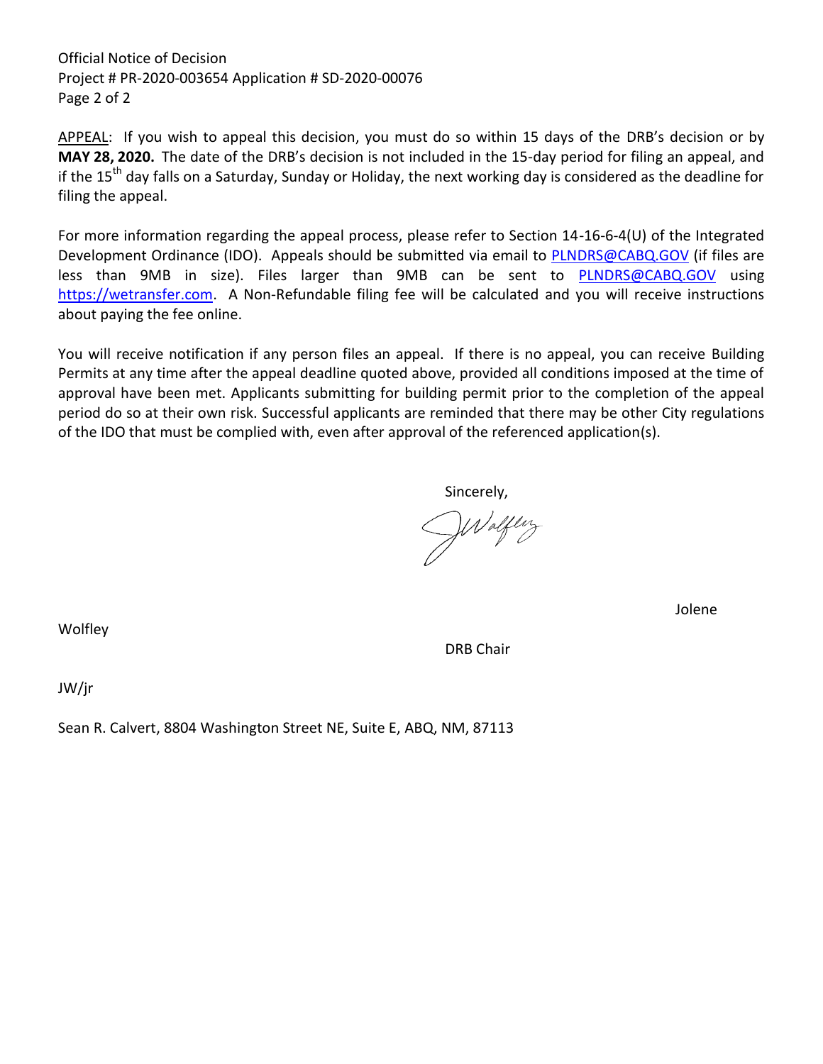Official Notice of Decision
Project # PR-2020-003654 Application # SD-2020-00076
Page 2 of 2

APPEAL: If you wish to appeal this decision, you must do so within 15 days of the DRB's decision or by **MAY 28, 2020.** The date of the DRB's decision is not included in the 15-day period for filing an appeal, and if the 15th day falls on a Saturday, Sunday or Holiday, the next working day is considered as the deadline for filing the appeal.

For more information regarding the appeal process, please refer to Section 14-16-6-4(U) of the Integrated Development Ordinance (IDO). Appeals should be submitted via email to PLNDRS@CABQ.GOV (if files are less than 9MB in size). Files larger than 9MB can be sent to PLNDRS@CABQ.GOV using https://wetransfer.com. A Non-Refundable filing fee will be calculated and you will receive instructions about paying the fee online.

You will receive notification if any person files an appeal. If there is no appeal, you can receive Building Permits at any time after the appeal deadline quoted above, provided all conditions imposed at the time of approval have been met. Applicants submitting for building permit prior to the completion of the appeal period do so at their own risk. Successful applicants are reminded that there may be other City regulations of the IDO that must be complied with, even after approval of the referenced application(s).

Sincerely,

Jolene Wolfley
DRB Chair

JW/jr

Sean R. Calvert, 8804 Washington Street NE, Suite E, ABQ, NM, 87113